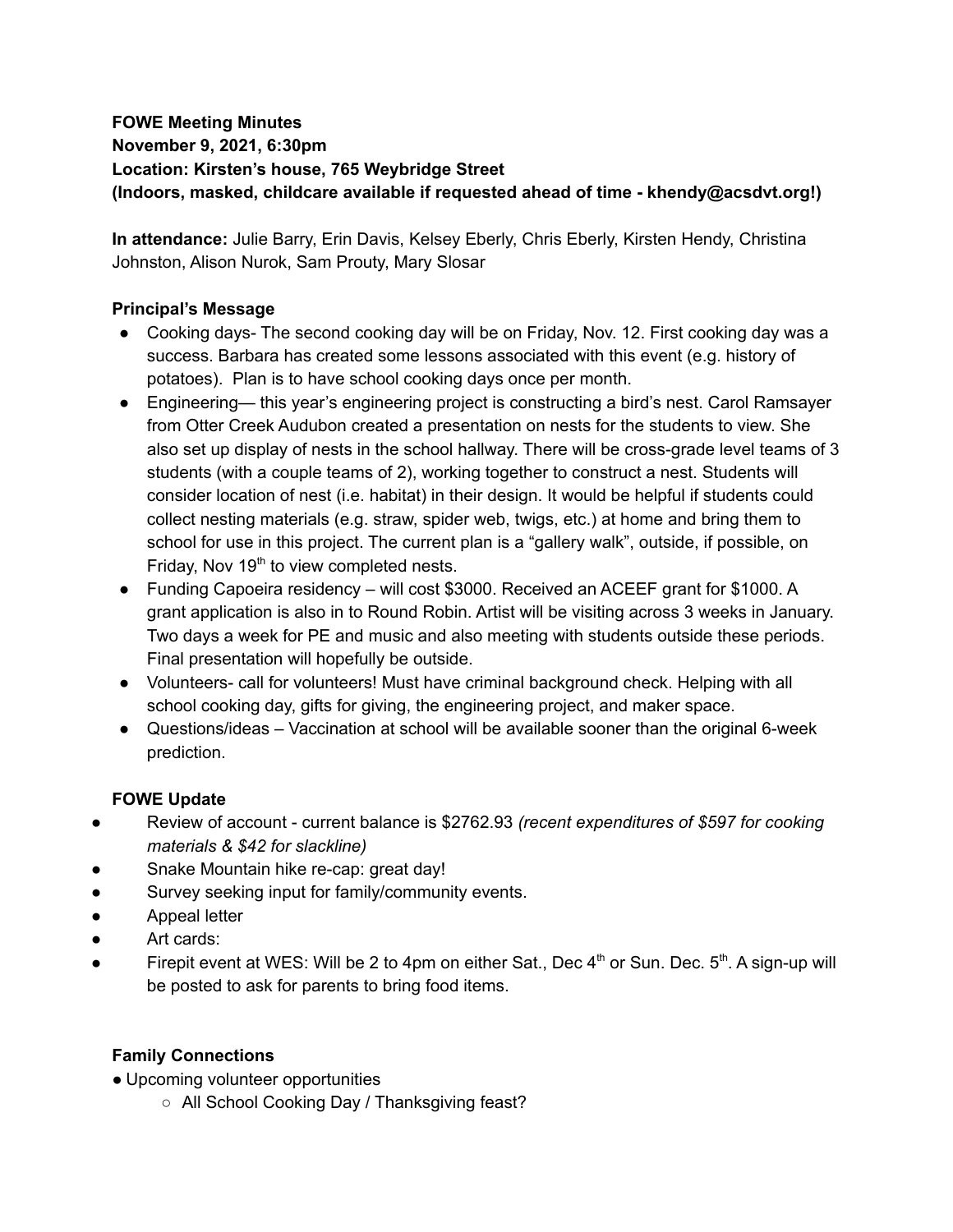**FOWE Meeting Minutes**
**November 9, 2021, 6:30pm**
**Location: Kirsten's house, 765 Weybridge Street**
**(Indoors, masked, childcare available if requested ahead of time - khendy@acsdvt.org!)**

**In attendance:** Julie Barry, Erin Davis, Kelsey Eberly, Chris Eberly, Kirsten Hendy, Christina Johnston, Alison Nurok, Sam Prouty, Mary Slosar

**Principal's Message**

- Cooking days- The second cooking day will be on Friday, Nov. 12. First cooking day was a success. Barbara has created some lessons associated with this event (e.g. history of potatoes). Plan is to have school cooking days once per month.
- Engineering— this year's engineering project is constructing a bird's nest. Carol Ramsayer from Otter Creek Audubon created a presentation on nests for the students to view. She also set up display of nests in the school hallway. There will be cross-grade level teams of 3 students (with a couple teams of 2), working together to construct a nest. Students will consider location of nest (i.e. habitat) in their design. It would be helpful if students could collect nesting materials (e.g. straw, spider web, twigs, etc.) at home and bring them to school for use in this project. The current plan is a "gallery walk", outside, if possible, on Friday, Nov 19th to view completed nests.
- Funding Capoeira residency – will cost $3000. Received an ACEEF grant for $1000. A grant application is also in to Round Robin. Artist will be visiting across 3 weeks in January. Two days a week for PE and music and also meeting with students outside these periods. Final presentation will hopefully be outside.
- Volunteers- call for volunteers! Must have criminal background check. Helping with all school cooking day, gifts for giving, the engineering project, and maker space.
- Questions/ideas – Vaccination at school will be available sooner than the original 6-week prediction.

**FOWE Update**

- Review of account - current balance is $2762.93 *(recent expenditures of $597 for cooking materials & $42 for slackline)*
- Snake Mountain hike re-cap: great day!
- Survey seeking input for family/community events.
- Appeal letter
- Art cards:
- Firepit event at WES: Will be 2 to 4pm on either Sat., Dec 4th or Sun. Dec. 5th. A sign-up will be posted to ask for parents to bring food items.

**Family Connections**

- Upcoming volunteer opportunities
  - All School Cooking Day / Thanksgiving feast?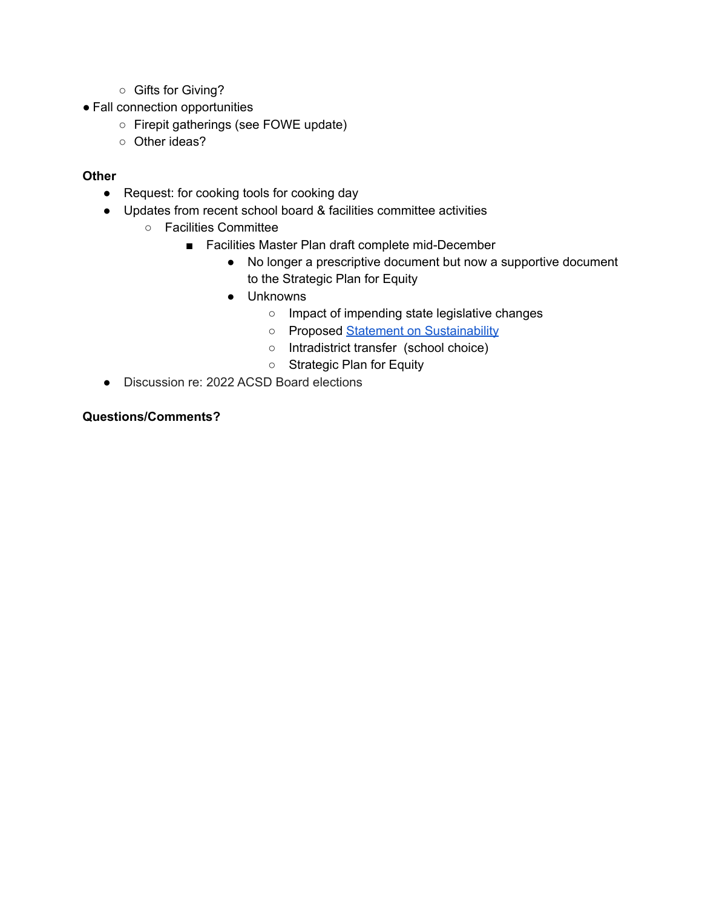- Gifts for Giving?
- Fall connection opportunities
    - Firepit gatherings (see FOWE update)
    - Other ideas?

**Other**

- Request: for cooking tools for cooking day
- Updates from recent school board & facilities committee activities
    - Facilities Committee
        - Facilities Master Plan draft complete mid-December
            - No longer a prescriptive document but now a supportive document to the Strategic Plan for Equity
            - Unknowns
                - Impact of impending state legislative changes
                - Proposed Statement on Sustainability
                - Intradistrict transfer (school choice)
                - Strategic Plan for Equity
- Discussion re: 2022 ACSD Board elections

**Questions/Comments?**